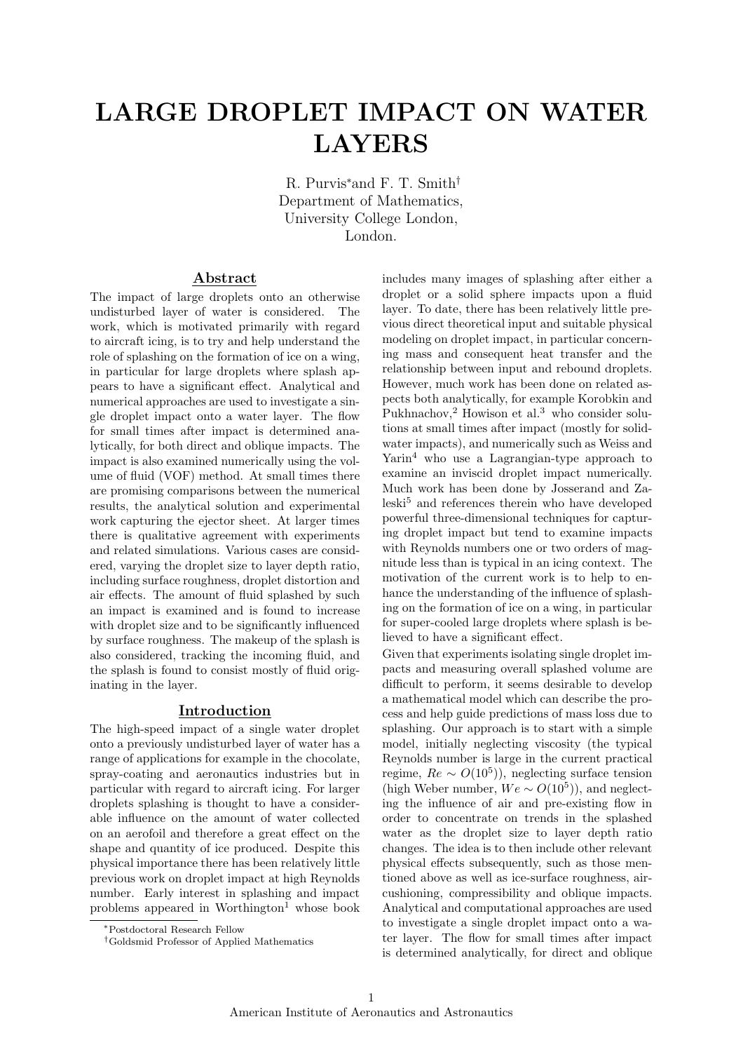# LARGE DROPLET IMPACT ON WATER LAYERS

R. Purvis[*] and F. T. Smith[†]
Department of Mathematics,
University College London,
London.

## Abstract

The impact of large droplets onto an otherwise undisturbed layer of water is considered. The work, which is motivated primarily with regard to aircraft icing, is to try and help understand the role of splashing on the formation of ice on a wing, in particular for large droplets where splash appears to have a significant effect. Analytical and numerical approaches are used to investigate a single droplet impact onto a water layer. The flow for small times after impact is determined analytically, for both direct and oblique impacts. The impact is also examined numerically using the volume of fluid (VOF) method. At small times there are promising comparisons between the numerical results, the analytical solution and experimental work capturing the ejector sheet. At larger times there is qualitative agreement with experiments and related simulations. Various cases are considered, varying the droplet size to layer depth ratio, including surface roughness, droplet distortion and air effects. The amount of fluid splashed by such an impact is examined and is found to increase with droplet size and to be significantly influenced by surface roughness. The makeup of the splash is also considered, tracking the incoming fluid, and the splash is found to consist mostly of fluid originating in the layer.

## Introduction

The high-speed impact of a single water droplet onto a previously undisturbed layer of water has a range of applications for example in the chocolate, spray-coating and aeronautics industries but in particular with regard to aircraft icing. For larger droplets splashing is thought to have a considerable influence on the amount of water collected on an aerofoil and therefore a great effect on the shape and quantity of ice produced. Despite this physical importance there has been relatively little previous work on droplet impact at high Reynolds number. Early interest in splashing and impact problems appeared in Worthington[1] whose book includes many images of splashing after either a droplet or a solid sphere impacts upon a fluid layer. To date, there has been relatively little previous direct theoretical input and suitable physical modeling on droplet impact, in particular concerning mass and consequent heat transfer and the relationship between input and rebound droplets. However, much work has been done on related aspects both analytically, for example Korobkin and Pukhnachov,[2] Howison et al.[3] who consider solutions at small times after impact (mostly for solid-water impacts), and numerically such as Weiss and Yarin[4] who use a Lagrangian-type approach to examine an inviscid droplet impact numerically. Much work has been done by Josserand and Zaleski[5] and references therein who have developed powerful three-dimensional techniques for capturing droplet impact but tend to examine impacts with Reynolds numbers one or two orders of magnitude less than is typical in an icing context. The motivation of the current work is to help to enhance the understanding of the influence of splashing on the formation of ice on a wing, in particular for super-cooled large droplets where splash is believed to have a significant effect.

Given that experiments isolating single droplet impacts and measuring overall splashed volume are difficult to perform, it seems desirable to develop a mathematical model which can describe the process and help guide predictions of mass loss due to splashing. Our approach is to start with a simple model, initially neglecting viscosity (the typical Reynolds number is large in the current practical regime, $Re \sim O(10^5)$), neglecting surface tension (high Weber number, $We \sim O(10^5)$), and neglecting the influence of air and pre-existing flow in order to concentrate on trends in the splashed water as the droplet size to layer depth ratio changes. The idea is to then include other relevant physical effects subsequently, such as those mentioned above as well as ice-surface roughness, air-cushioning, compressibility and oblique impacts. Analytical and computational approaches are used to investigate a single droplet impact onto a water layer. The flow for small times after impact is determined analytically, for direct and oblique

[*] Postdoctoral Research Fellow

[†] Goldsmid Professor of Applied Mathematics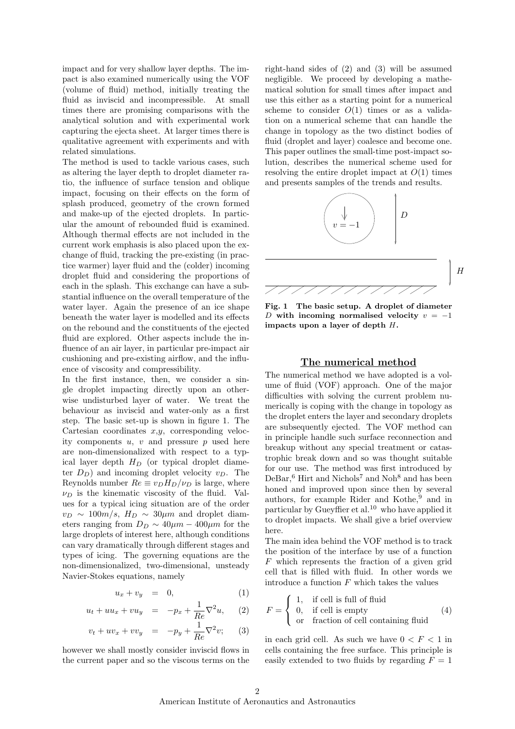impact and for very shallow layer depths. The impact is also examined numerically using the VOF (volume of fluid) method, initially treating the fluid as inviscid and incompressible. At small times there are promising comparisons with the analytical solution and with experimental work capturing the ejecta sheet. At larger times there is qualitative agreement with experiments and with related simulations.

The method is used to tackle various cases, such as altering the layer depth to droplet diameter ratio, the influence of surface tension and oblique impact, focusing on their effects on the form of splash produced, geometry of the crown formed and make-up of the ejected droplets. In particular the amount of rebounded fluid is examined. Although thermal effects are not included in the current work emphasis is also placed upon the exchange of fluid, tracking the pre-existing (in practice warmer) layer fluid and the (colder) incoming droplet fluid and considering the proportions of each in the splash. This exchange can have a substantial influence on the overall temperature of the water layer. Again the presence of an ice shape beneath the water layer is modelled and its effects on the rebound and the constituents of the ejected fluid are explored. Other aspects include the influence of an air layer, in particular pre-impact air cushioning and pre-existing airflow, and the influence of viscosity and compressibility.

In the first instance, then, we consider a single droplet impacting directly upon an otherwise undisturbed layer of water. We treat the behaviour as inviscid and water-only as a first step. The basic set-up is shown in figure 1. The Cartesian coordinates $x$,$y$, corresponding velocity components $u$, $v$ and pressure $p$ used here are non-dimensionalized with respect to a typical layer depth $H_D$ (or typical droplet diameter $D_D$) and incoming droplet velocity $v_D$. The Reynolds number $Re \equiv v_D H_D / \nu_D$ is large, where $\nu_D$ is the kinematic viscosity of the fluid. Values for a typical icing situation are of the order $v_D \sim 100m/s$, $H_D \sim 30\mu m$ and droplet diameters ranging from $D_D \sim 40\mu m - 400\mu m$ for the large droplets of interest here, although conditions can vary dramatically through different stages and types of icing. The governing equations are the non-dimensionalized, two-dimensional, unsteady Navier-Stokes equations, namely

$$u_x + v_y = 0, \tag{1}$$

$$u_t + uu_x + vu_y = -p_x + \frac{1}{Re}\nabla^2 u, \tag{2}$$

$$v_t + uv_x + vv_y = -p_y + \frac{1}{Re}\nabla^2 v; \tag{3}$$

however we shall mostly consider inviscid flows in the current paper and so the viscous terms on the right-hand sides of (2) and (3) will be assumed negligible. We proceed by developing a mathematical solution for small times after impact and use this either as a starting point for a numerical scheme to consider $O(1)$ times or as a validation on a numerical scheme that can handle the change in topology as the two distinct bodies of fluid (droplet and layer) coalesce and become one. This paper outlines the small-time post-impact solution, describes the numerical scheme used for resolving the entire droplet impact at $O(1)$ times and presents samples of the trends and results.

**Fig. 1 The basic setup. A droplet of diameter $D$ with incoming normalised velocity $v = -1$ impacts upon a layer of depth $H$.**

## The numerical method

The numerical method we have adopted is a volume of fluid (VOF) approach. One of the major difficulties with solving the current problem numerically is coping with the change in topology as the droplet enters the layer and secondary droplets are subsequently ejected. The VOF method can in principle handle such surface reconnection and breakup without any special treatment or catastrophic break down and so was thought suitable for our use. The method was first introduced by DeBar,[6] Hirt and Nichols[7] and Noh[8] and has been honed and improved upon since then by several authors, for example Rider and Kothe,[9] and in particular by Gueyffier et al.[10] who have applied it to droplet impacts. We shall give a brief overview here.

The main idea behind the VOF method is to track the position of the interface by use of a function $F$ which represents the fraction of a given grid cell that is filled with fluid. In other words we introduce a function $F$ which takes the values

$$F = \begin{cases} 1, & \text{if cell is full of fluid} \\ 0, & \text{if cell is empty} \\ \text{or} & \text{fraction of cell containing fluid} \end{cases} \tag{4}$$

in each grid cell. As such we have $0 < F < 1$ in cells containing the free surface. This principle is easily extended to two fluids by regarding $F = 1$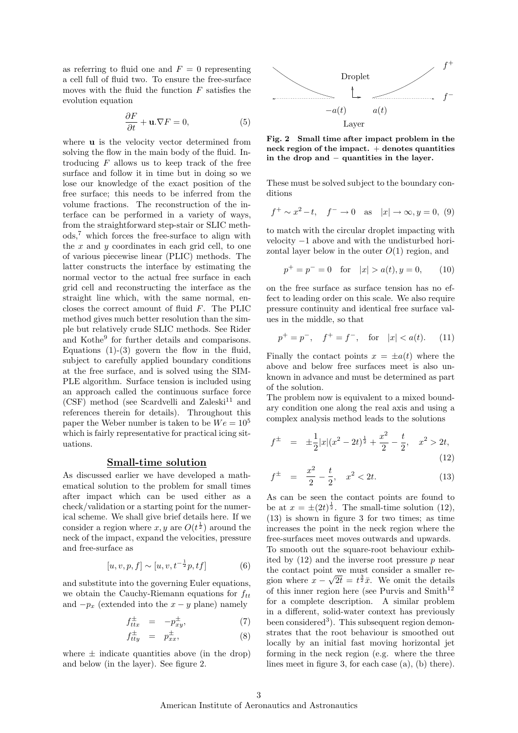as referring to fluid one and $F = 0$ representing a cell full of fluid two. To ensure the free-surface moves with the fluid the function $F$ satisfies the evolution equation

$$\frac{\partial F}{\partial t} + \mathbf{u}.\nabla F = 0, \tag{5}$$

where $\mathbf{u}$ is the velocity vector determined from solving the flow in the main body of the fluid. Introducing $F$ allows us to keep track of the free surface and follow it in time but in doing so we lose our knowledge of the exact position of the free surface; this needs to be inferred from the volume fractions. The reconstruction of the interface can be performed in a variety of ways, from the straightforward step-stair or SLIC methods,[7] which forces the free-surface to align with the $x$ and $y$ coordinates in each grid cell, to one of various piecewise linear (PLIC) methods. The latter constructs the interface by estimating the normal vector to the actual free surface in each grid cell and reconstructing the interface as the straight line which, with the same normal, encloses the correct amount of fluid $F$. The PLIC method gives much better resolution than the simple but relatively crude SLIC methods. See Rider and Kothe[9] for further details and comparisons. Equations (1)-(3) govern the flow in the fluid, subject to carefully applied boundary conditions at the free surface, and is solved using the SIMPLE algorithm. Surface tension is included using an approach called the continuous surface force (CSF) method (see Scardvelli and Zaleski[11] and references therein for details). Throughout this paper the Weber number is taken to be $We = 10^5$ which is fairly representative for practical icing situations.

## Small-time solution

As discussed earlier we have developed a mathematical solution to the problem for small times after impact which can be used either as a check/validation or a starting point for the numerical scheme. We shall give brief details here. If we consider a region where $x, y$ are $O(t^{\frac{1}{2}})$ around the neck of the impact, expand the velocities, pressure and free-surface as

$$[u, v, p, f] \sim [u, v, t^{-\frac{1}{2}}p, tf] \tag{6}$$

and substitute into the governing Euler equations, we obtain the Cauchy-Riemann equations for $f_{tt}$ and $-p_x$ (extended into the $x-y$ plane) namely

$$f^{\pm}_{ttx} = -p^{\pm}_{xy}, \tag{7}$$

$$f^{\pm}_{tty} = p^{\pm}_{xx}, \tag{8}$$

where $\pm$ indicate quantities above (in the drop) and below (in the layer). See figure 2.

**Fig. 2 Small time after impact problem in the neck region of the impact. + denotes quantities in the drop and − quantities in the layer.**

These must be solved subject to the boundary conditions

$$f^{+} \sim x^2 - t, \quad f^{-} \to 0 \quad \text{as} \quad |x| \to \infty, y = 0, \tag{9}$$

to match with the circular droplet impacting with velocity $-1$ above and with the undisturbed horizontal layer below in the outer $O(1)$ region, and

$$p^{+} = p^{-} = 0 \quad \text{for} \quad |x| > a(t), y = 0, \tag{10}$$

on the free surface as surface tension has no effect to leading order on this scale. We also require pressure continuity and identical free surface values in the middle, so that

$$p^{+} = p^{-}, \quad f^{+} = f^{-}, \quad \text{for} \quad |x| < a(t). \tag{11}$$

Finally the contact points $x = \pm a(t)$ where the above and below free surfaces meet is also unknown in advance and must be determined as part of the solution.

The problem now is equivalent to a mixed boundary condition one along the real axis and using a complex analysis method leads to the solutions

$$f^{\pm} = \pm\frac{1}{2}|x|(x^2 - 2t)^{\frac{1}{2}} + \frac{x^2}{2} - \frac{t}{2}, \quad x^2 > 2t, \tag{12}$$

$$f^{\pm} = \frac{x^2}{2} - \frac{t}{2}, \quad x^2 < 2t. \tag{13}$$

As can be seen the contact points are found to be at $x = \pm(2t)^{\frac{1}{2}}$. The small-time solution (12), (13) is shown in figure 3 for two times; as time increases the point in the neck region where the free-surfaces meet moves outwards and upwards. To smooth out the square-root behaviour exhibited by (12) and the inverse root pressure $p$ near the contact point we must consider a smaller region where $x - \sqrt{2t} = t^{\frac{3}{2}}\bar{x}$. We omit the details of this inner region here (see Purvis and Smith[12] for a complete description. A similar problem in a different, solid-water context has previously been considered[3]). This subsequent region demonstrates that the root behaviour is smoothed out locally by an initial fast moving horizontal jet forming in the neck region (e.g. where the three lines meet in figure 3, for each case (a), (b) there).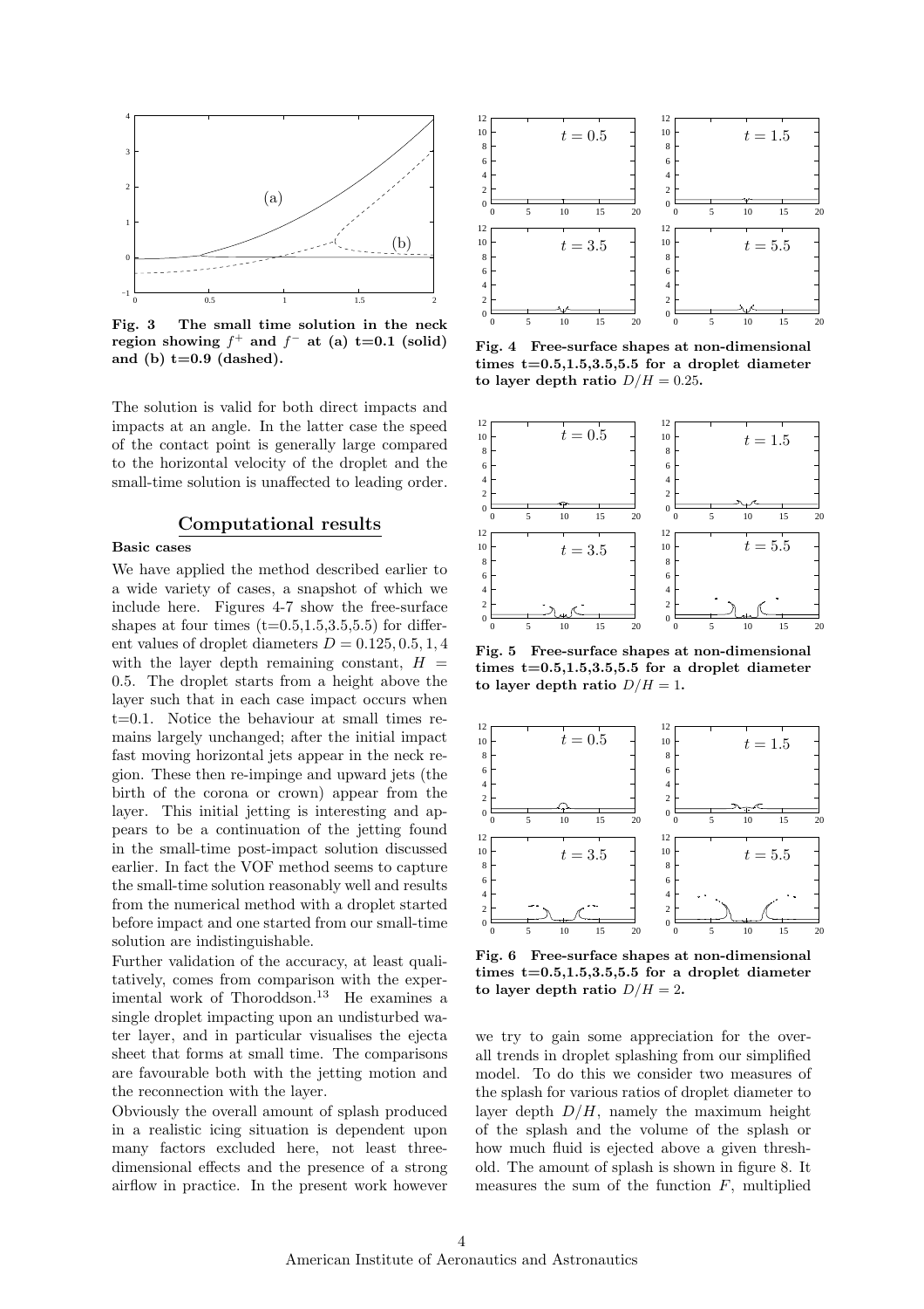**Fig. 3 The small time solution in the neck region showing $f^+$ and $f^-$ at (a) t=0.1 (solid) and (b) t=0.9 (dashed).**

The solution is valid for both direct impacts and impacts at an angle. In the latter case the speed of the contact point is generally large compared to the horizontal velocity of the droplet and the small-time solution is unaffected to leading order.

## Computational results

### Basic cases

We have applied the method described earlier to a wide variety of cases, a snapshot of which we include here. Figures 4-7 show the free-surface shapes at four times (t=0.5,1.5,3.5,5.5) for different values of droplet diameters $D = 0.125, 0.5, 1, 4$ with the layer depth remaining constant, $H = 0.5$. The droplet starts from a height above the layer such that in each case impact occurs when t=0.1. Notice the behaviour at small times remains largely unchanged; after the initial impact fast moving horizontal jets appear in the neck region. These then re-impinge and upward jets (the birth of the corona or crown) appear from the layer. This initial jetting is interesting and appears to be a continuation of the jetting found in the small-time post-impact solution discussed earlier. In fact the VOF method seems to capture the small-time solution reasonably well and results from the numerical method with a droplet started before impact and one started from our small-time solution are indistinguishable.

Further validation of the accuracy, at least qualitatively, comes from comparison with the experimental work of Thoroddson.[13] He examines a single droplet impacting upon an undisturbed water layer, and in particular visualises the ejecta sheet that forms at small time. The comparisons are favourable both with the jetting motion and the reconnection with the layer.

Obviously the overall amount of splash produced in a realistic icing situation is dependent upon many factors excluded here, not least three-dimensional effects and the presence of a strong airflow in practice. In the present work however we try to gain some appreciation for the overall trends in droplet splashing from our simplified model. To do this we consider two measures of the splash for various ratios of droplet diameter to layer depth $D/H$, namely the maximum height of the splash and the volume of the splash or how much fluid is ejected above a given threshold. The amount of splash is shown in figure 8. It measures the sum of the function $F$, multiplied

**Fig. 4 Free-surface shapes at non-dimensional times t=0.5,1.5,3.5,5.5 for a droplet diameter to layer depth ratio $D/H = 0.25$.**

**Fig. 5 Free-surface shapes at non-dimensional times t=0.5,1.5,3.5,5.5 for a droplet diameter to layer depth ratio $D/H = 1$.**

**Fig. 6 Free-surface shapes at non-dimensional times t=0.5,1.5,3.5,5.5 for a droplet diameter to layer depth ratio $D/H = 2$.**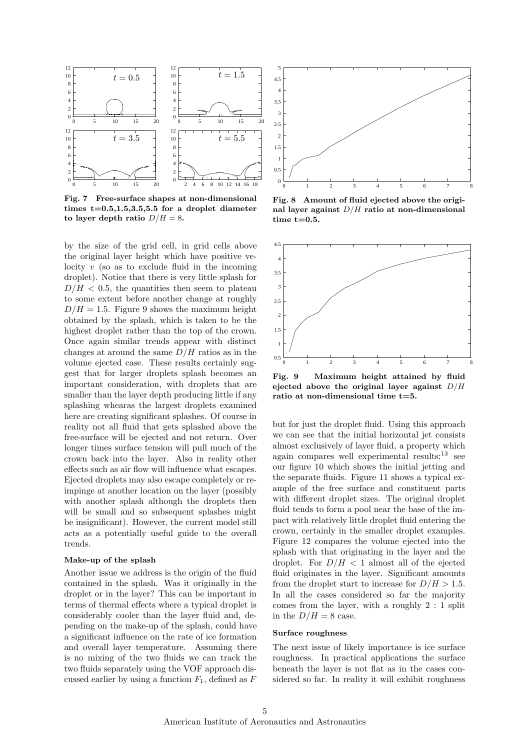12
10
8
6
4
2
0

$t = 0.5$

0 5 10 15 20

12
10
8
6
4
2
0

$t = 1.5$

0 5 10 15 20

12
10
8
6
4
2
0

$t = 3.5$

0 5 10 15 20

12
10
8
6
4
2
0

$t = 5.5$

2 4 6 8 10 12 14 16 18

**Fig. 7 Free-surface shapes at non-dimensional times t=0.5,1.5,3.5,5.5 for a droplet diameter to layer depth ratio $D/H = 8$.**

5
4.5
4
3.5
3
2.5
2
1.5
1
0.5
0

0 1 2 3 4 5 6 7 8

**Fig. 8 Amount of fluid ejected above the original layer against $D/H$ ratio at non-dimensional time t=0.5.**

4.5
4
3.5
3
2.5
2
1.5
1
0.5

0 1 2 3 4 5 6 7 8

**Fig. 9 Maximum height attained by fluid ejected above the original layer against $D/H$ ratio at non-dimensional time t=5.**

by the size of the grid cell, in grid cells above the original layer height which have positive velocity $v$ (so as to exclude fluid in the incoming droplet). Notice that there is very little splash for $D/H < 0.5$, the quantities then seem to plateau to some extent before another change at roughly $D/H = 1.5$. Figure 9 shows the maximum height obtained by the splash, which is taken to be the highest droplet rather than the top of the crown. Once again similar trends appear with distinct changes at around the same $D/H$ ratios as in the volume ejected case. These results certainly suggest that for larger droplets splash becomes an important consideration, with droplets that are smaller than the layer depth producing little if any splashing whearas the largest droplets examined here are creating significant splashes. Of course in reality not all fluid that gets splashed above the free-surface will be ejected and not return. Over longer times surface tension will pull much of the crown back into the layer. Also in reality other effects such as air flow will influence what escapes. Ejected droplets may also escape completely or re-impinge at another location on the layer (possibly with another splash although the droplets then will be small and so subsequent splashes might be insignificant). However, the current model still acts as a potentially useful guide to the overall trends.

#### Make-up of the splash

Another issue we address is the origin of the fluid contained in the splash. Was it originally in the droplet or in the layer? This can be important in terms of thermal effects where a typical droplet is considerably cooler than the layer fluid and, depending on the make-up of the splash, could have a significant influence on the rate of ice formation and overall layer temperature. Assuming there is no mixing of the two fluids we can track the two fluids separately using the VOF approach discussed earlier by using a function $F_1$, defined as $F$ but for just the droplet fluid. Using this approach we can see that the initial horizontal jet consists almost exclusively of layer fluid, a property which again compares well experimental results;[13] see our figure 10 which shows the initial jetting and the separate fluids. Figure 11 shows a typical example of the free surface and constituent parts with different droplet sizes. The original droplet fluid tends to form a pool near the base of the impact with relatively little droplet fluid entering the crown, certainly in the smaller droplet examples. Figure 12 compares the volume ejected into the splash with that originating in the layer and the droplet. For $D/H < 1$ almost all of the ejected fluid originates in the layer. Significant amounts from the droplet start to increase for $D/H > 1.5$. In all the cases considered so far the majority comes from the layer, with a roughly 2 : 1 split in the $D/H = 8$ case.

#### Surface roughness

The next issue of likely importance is ice surface roughness. In practical applications the surface beneath the layer is not flat as in the cases considered so far. In reality it will exhibit roughness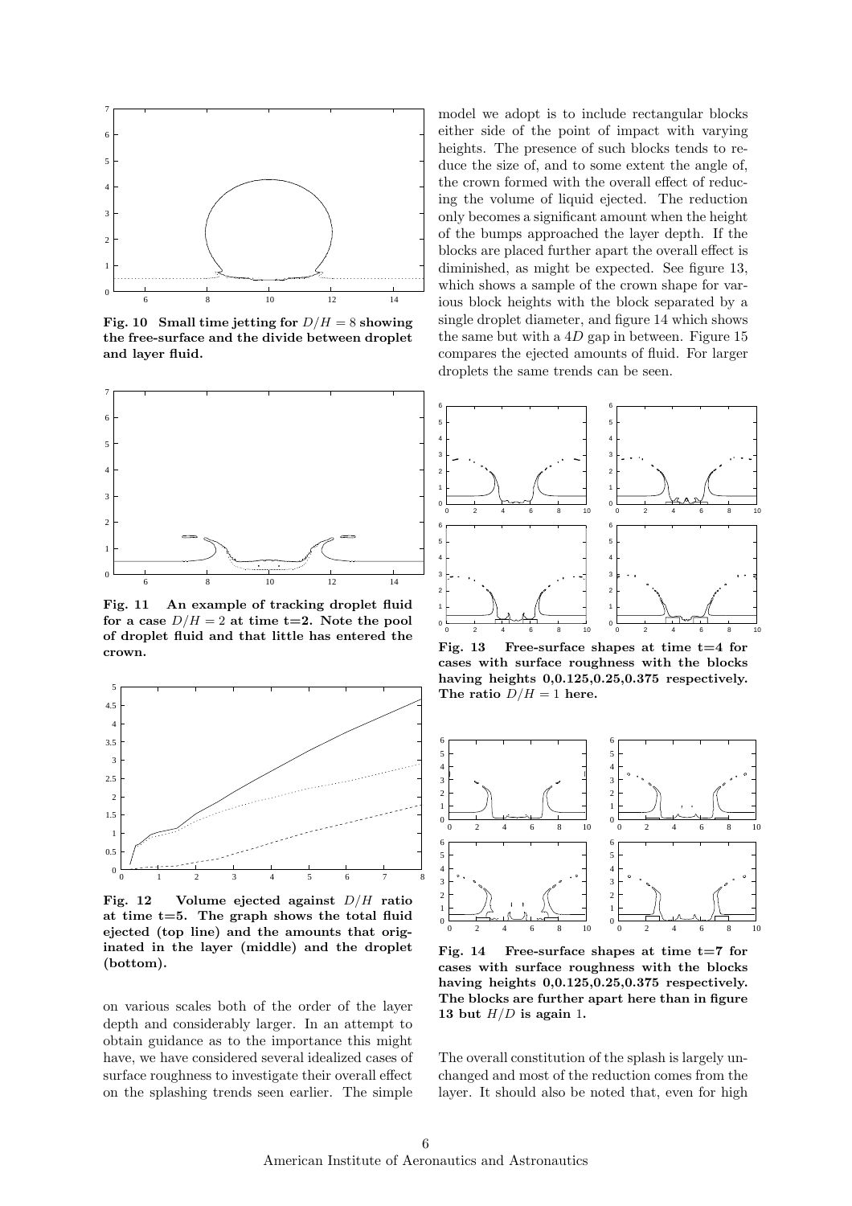Fig. 10 **Small time jetting for $D/H = 8$ showing the free-surface and the divide between droplet and layer fluid.**

Fig. 11 **An example of tracking droplet fluid for a case $D/H = 2$ at time t=2. Note the pool of droplet fluid and that little has entered the crown.**

Fig. 12 **Volume ejected against $D/H$ ratio at time t=5. The graph shows the total fluid ejected (top line) and the amounts that originated in the layer (middle) and the droplet (bottom).**

on various scales both of the order of the layer depth and considerably larger. In an attempt to obtain guidance as to the importance this might have, we have considered several idealized cases of surface roughness to investigate their overall effect on the splashing trends seen earlier. The simple model we adopt is to include rectangular blocks either side of the point of impact with varying heights. The presence of such blocks tends to reduce the size of, and to some extent the angle of, the crown formed with the overall effect of reducing the volume of liquid ejected. The reduction only becomes a significant amount when the height of the bumps approached the layer depth. If the blocks are placed further apart the overall effect is diminished, as might be expected. See figure 13, which shows a sample of the crown shape for various block heights with the block separated by a single droplet diameter, and figure 14 which shows the same but with a $4D$ gap in between. Figure 15 compares the ejected amounts of fluid. For larger droplets the same trends can be seen.

Fig. 13 **Free-surface shapes at time t=4 for cases with surface roughness with the blocks having heights 0,0.125,0.25,0.375 respectively. The ratio $D/H = 1$ here.**

Fig. 14 **Free-surface shapes at time t=7 for cases with surface roughness with the blocks having heights 0,0.125,0.25,0.375 respectively. The blocks are further apart here than in figure 13 but $H/D$ is again 1.**

The overall constitution of the splash is largely unchanged and most of the reduction comes from the layer. It should also be noted that, even for high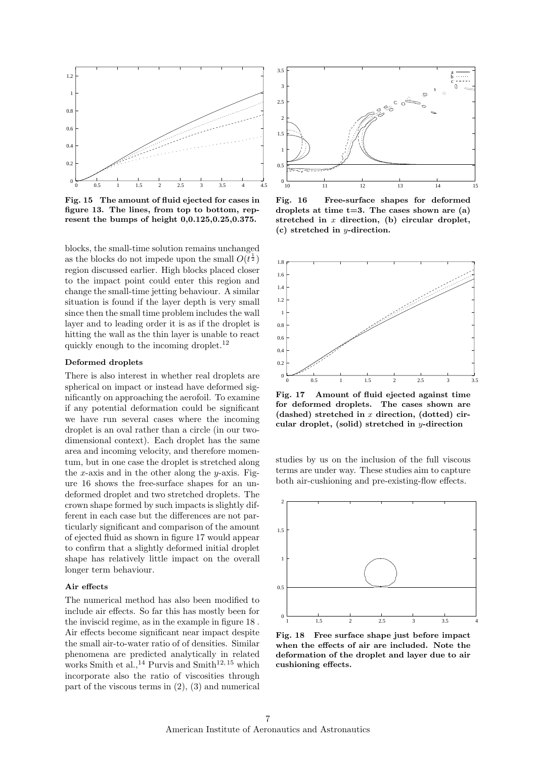Fig. 15 The amount of fluid ejected for cases in figure 13. The lines, from top to bottom, represent the bumps of height 0,0.125,0.25,0.375.

blocks, the small-time solution remains unchanged as the blocks do not impede upon the small $O(t^{\frac{1}{2}})$ region discussed earlier. High blocks placed closer to the impact point could enter this region and change the small-time jetting behaviour. A similar situation is found if the layer depth is very small since then the small time problem includes the wall layer and to leading order it is as if the droplet is hitting the wall as the thin layer is unable to react quickly enough to the incoming droplet.[12]

### Deformed droplets

There is also interest in whether real droplets are spherical on impact or instead have deformed significantly on approaching the aerofoil. To examine if any potential deformation could be significant we have run several cases where the incoming droplet is an oval rather than a circle (in our two-dimensional context). Each droplet has the same area and incoming velocity, and therefore momentum, but in one case the droplet is stretched along the $x$-axis and in the other along the $y$-axis. Figure 16 shows the free-surface shapes for an undeformed droplet and two stretched droplets. The crown shape formed by such impacts is slightly different in each case but the differences are not particularly significant and comparison of the amount of ejected fluid as shown in figure 17 would appear to confirm that a slightly deformed initial droplet shape has relatively little impact on the overall longer term behaviour.

### Air effects

The numerical method has also been modified to include air effects. So far this has mostly been for the inviscid regime, as in the example in figure 18 . Air effects become significant near impact despite the small air-to-water ratio of of densities. Similar phenomena are predicted analytically in related works Smith et al.,[14] Purvis and Smith[12,15] which incorporate also the ratio of viscosities through part of the viscous terms in (2), (3) and numerical studies by us on the inclusion of the full viscous terms are under way. These studies aim to capture both air-cushioning and pre-existing-flow effects.

Fig. 16 Free-surface shapes for deformed droplets at time t=3. The cases shown are (a) stretched in $x$ direction, (b) circular droplet, (c) stretched in $y$-direction.

Fig. 17 Amount of fluid ejected against time for deformed droplets. The cases shown are (dashed) stretched in $x$ direction, (dotted) circular droplet, (solid) stretched in $y$-direction

Fig. 18 Free surface shape just before impact when the effects of air are included. Note the deformation of the droplet and layer due to air cushioning effects.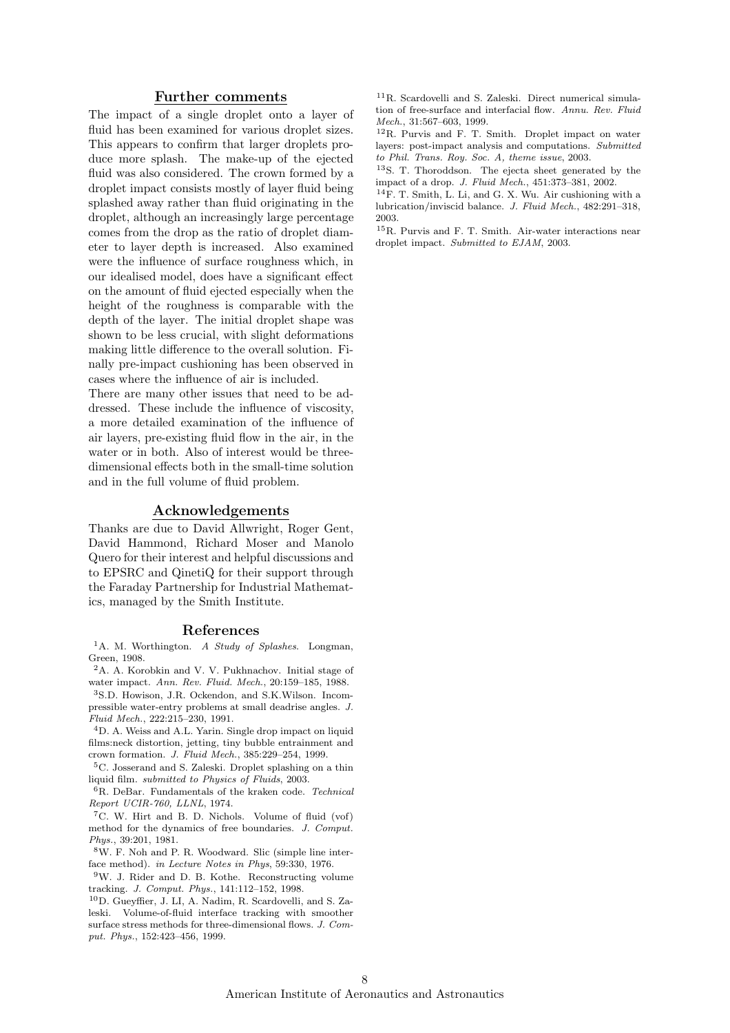## Further comments

The impact of a single droplet onto a layer of fluid has been examined for various droplet sizes. This appears to confirm that larger droplets produce more splash. The make-up of the ejected fluid was also considered. The crown formed by a droplet impact consists mostly of layer fluid being splashed away rather than fluid originating in the droplet, although an increasingly large percentage comes from the drop as the ratio of droplet diameter to layer depth is increased. Also examined were the influence of surface roughness which, in our idealised model, does have a significant effect on the amount of fluid ejected especially when the height of the roughness is comparable with the depth of the layer. The initial droplet shape was shown to be less crucial, with slight deformations making little difference to the overall solution. Finally pre-impact cushioning has been observed in cases where the influence of air is included.

There are many other issues that need to be addressed. These include the influence of viscosity, a more detailed examination of the influence of air layers, pre-existing fluid flow in the air, in the water or in both. Also of interest would be three-dimensional effects both in the small-time solution and in the full volume of fluid problem.

## Acknowledgements

Thanks are due to David Allwright, Roger Gent, David Hammond, Richard Moser and Manolo Quero for their interest and helpful discussions and to EPSRC and QinetiQ for their support through the Faraday Partnership for Industrial Mathematics, managed by the Smith Institute.

## References

[1] A. M. Worthington. *A Study of Splashes*. Longman, Green, 1908.

[2] A. A. Korobkin and V. V. Pukhnachov. Initial stage of water impact. *Ann. Rev. Fluid. Mech.*, 20:159–185, 1988.

[3] S.D. Howison, J.R. Ockendon, and S.K.Wilson. Incompressible water-entry problems at small deadrise angles. *J. Fluid Mech.*, 222:215–230, 1991.

[4] D. A. Weiss and A.L. Yarin. Single drop impact on liquid films:neck distortion, jetting, tiny bubble entrainment and crown formation. *J. Fluid Mech.*, 385:229–254, 1999.

[5] C. Josserand and S. Zaleski. Droplet splashing on a thin liquid film. *submitted to Physics of Fluids*, 2003.

[6] R. DeBar. Fundamentals of the kraken code. *Technical Report UCIR-760, LLNL*, 1974.

[7] C. W. Hirt and B. D. Nichols. Volume of fluid (vof) method for the dynamics of free boundaries. *J. Comput. Phys.*, 39:201, 1981.

[8] W. F. Noh and P. R. Woodward. Slic (simple line interface method). *in Lecture Notes in Phys*, 59:330, 1976.

[9] W. J. Rider and D. B. Kothe. Reconstructing volume tracking. *J. Comput. Phys.*, 141:112–152, 1998.

[10] D. Gueyffier, J. LI, A. Nadim, R. Scardovelli, and S. Zaleski. Volume-of-fluid interface tracking with smoother surface stress methods for three-dimensional flows. *J. Comput. Phys.*, 152:423–456, 1999.

[11] R. Scardovelli and S. Zaleski. Direct numerical simulation of free-surface and interfacial flow. *Annu. Rev. Fluid Mech.*, 31:567–603, 1999.

[12] R. Purvis and F. T. Smith. Droplet impact on water layers: post-impact analysis and computations. *Submitted to Phil. Trans. Roy. Soc. A, theme issue*, 2003.

[13] S. T. Thoroddson. The ejecta sheet generated by the impact of a drop. *J. Fluid Mech.*, 451:373–381, 2002.

[14] F. T. Smith, L. Li, and G. X. Wu. Air cushioning with a lubrication/inviscid balance. *J. Fluid Mech.*, 482:291–318, 2003.

[15] R. Purvis and F. T. Smith. Air-water interactions near droplet impact. *Submitted to EJAM*, 2003.